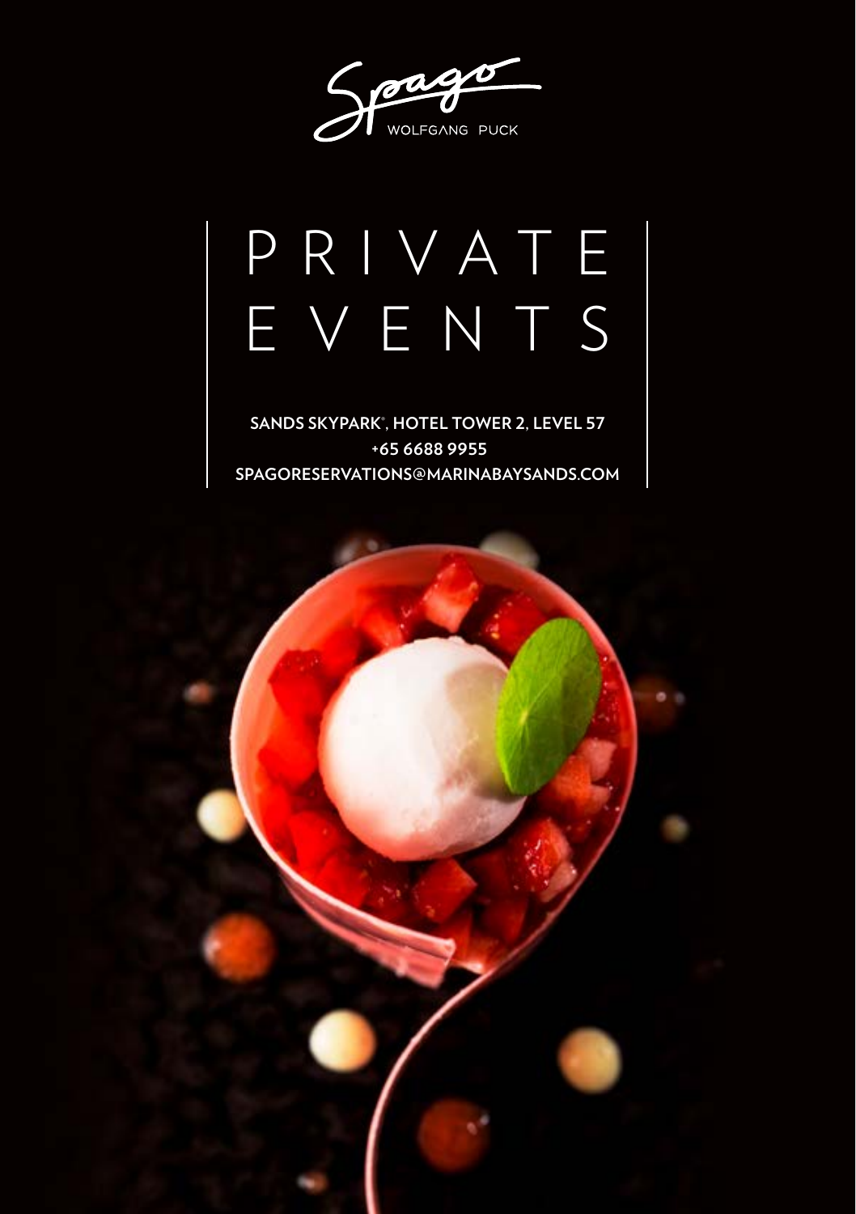Spago

WOLFGANG PUCK

# PRIVATE EVENTS

**SANDS SKYPARK®, HOTEL TOWER 2, LEVEL 57**
**+65 6688 9955**
**SPAGORESERVATIONS@MARINABAYSANDS.COM**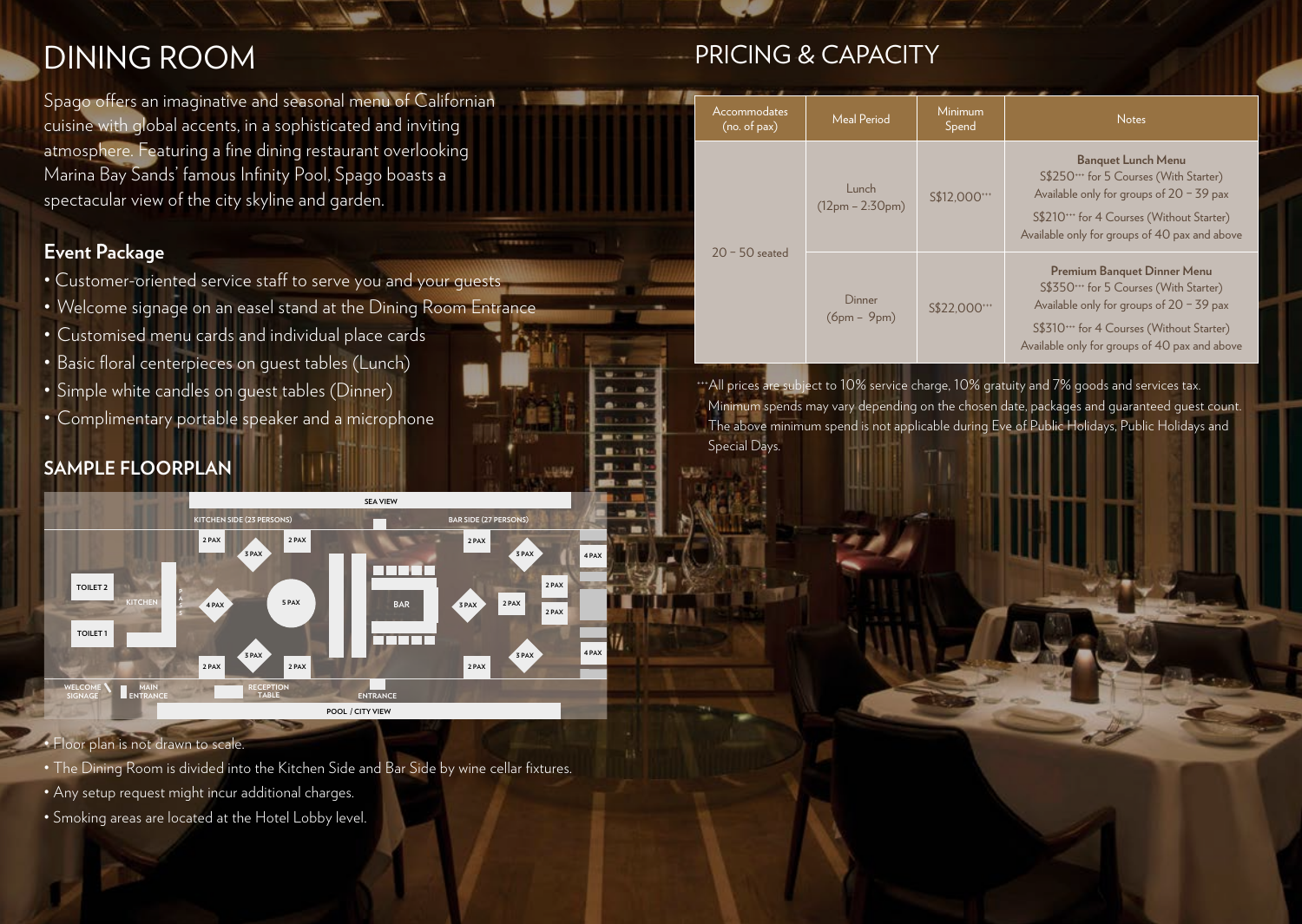# DINING ROOM

Spago offers an imaginative and seasonal menu of Californian cuisine with global accents, in a sophisticated and inviting atmosphere. Featuring a fine dining restaurant overlooking Marina Bay Sands' famous Infinity Pool, Spago boasts a spectacular view of the city skyline and garden.

## Event Package

- Customer-oriented service staff to serve you and your guests
- Welcome signage on an easel stand at the Dining Room Entrance
- Customised menu cards and individual place cards
- Basic floral centerpieces on guest tables (Lunch)
- Simple white candles on guest tables (Dinner)
- Complimentary portable speaker and a microphone

## SAMPLE FLOORPLAN

SEA VIEW

KITCHEN SIDE (23 PERSONS) | BAR SIDE (27 PERSONS)

TOILET 2 · TOILET 1 · KITCHEN · BAR · WELCOME SIGNAGE · MAIN ENTRANCE · RECEPTION TABLE · ENTRANCE

POOL / CITY VIEW

- Floor plan is not drawn to scale.
- The Dining Room is divided into the Kitchen Side and Bar Side by wine cellar fixtures.
- Any setup request might incur additional charges.
- Smoking areas are located at the Hotel Lobby level.

# PRICING & CAPACITY

| Accommodates (no. of pax) | Meal Period | Minimum Spend | Notes |
|---|---|---|---|
| 20 – 50 seated | Lunch (12pm – 2:30pm) | S$12,000+++ | **Banquet Lunch Menu** S$250+++ for 5 Courses (With Starter) Available only for groups of 20 – 39 pax S$210+++ for 4 Courses (Without Starter) Available only for groups of 40 pax and above |
| | Dinner (6pm – 9pm) | S$22,000+++ | **Premium Banquet Dinner Menu** S$350+++ for 5 Courses (With Starter) Available only for groups of 20 – 39 pax S$310+++ for 4 Courses (Without Starter) Available only for groups of 40 pax and above |

+++All prices are subject to 10% service charge, 10% gratuity and 7% goods and services tax. Minimum spends may vary depending on the chosen date, packages and guaranteed guest count. The above minimum spend is not applicable during Eve of Public Holidays, Public Holidays and Special Days.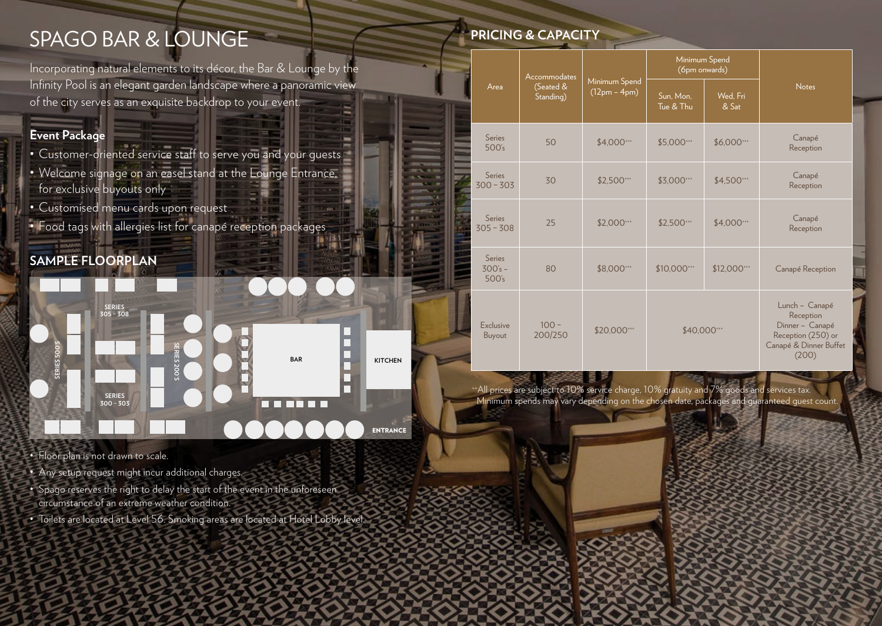# SPAGO BAR & LOUNGE

Incorporating natural elements to its décor, the Bar & Lounge by the Infinity Pool is an elegant garden landscape where a panoramic view of the city serves as an exquisite backdrop to your event.

### Event Package

- Customer-oriented service staff to serve you and your guests
- Welcome signage on an easel stand at the Lounge Entrance, for exclusive buyouts only
- Customised menu cards upon request
- Food tags with allergies list for canapé reception packages

## SAMPLE FLOORPLAN

SERIES 305 - 308

SERIES 500'S

SERIES 300 - 303

SERIES 200'S

BAR

KITCHEN

ENTRANCE

- Floor plan is not drawn to scale.
- Any setup request might incur additional charges.
- Spago reserves the right to delay the start of the event in the unforeseen circumstance of an extreme weather condition.
- Toilets are located at Level 56. Smoking areas are located at Hotel Lobby level.

## PRICING & CAPACITY

| Area | Accommodates (Seated & Standing) | Minimum Spend (12pm – 4pm) | Minimum Spend (6pm onwards) | | Notes |
|---|---|---|---|---|---|
| | | | Sun, Mon, Tue & Thu | Wed, Fri & Sat | |
| Series 500's | 50 | $4,000++ | $5,000++ | $6,000++ | Canapé Reception |
| Series 300 – 303 | 30 | $2,500++ | $3,000++ | $4,500++ | Canapé Reception |
| Series 305 – 308 | 25 | $2,000++ | $2,500++ | $4,000++ | Canapé Reception |
| Series 300's – 500's | 80 | $8,000++ | $10,000++ | $12,000++ | Canapé Reception |
| Exclusive Buyout | 100 – 200/250 | $20,000++ | $40,000++ | | Lunch – Canapé Reception Dinner – Canapé Reception (250) or Canapé & Dinner Buffet (200) |

++All prices are subject to 10% service charge, 10% gratuity and 7% goods and services tax. Minimum spends may vary depending on the chosen date, packages and guaranteed guest count.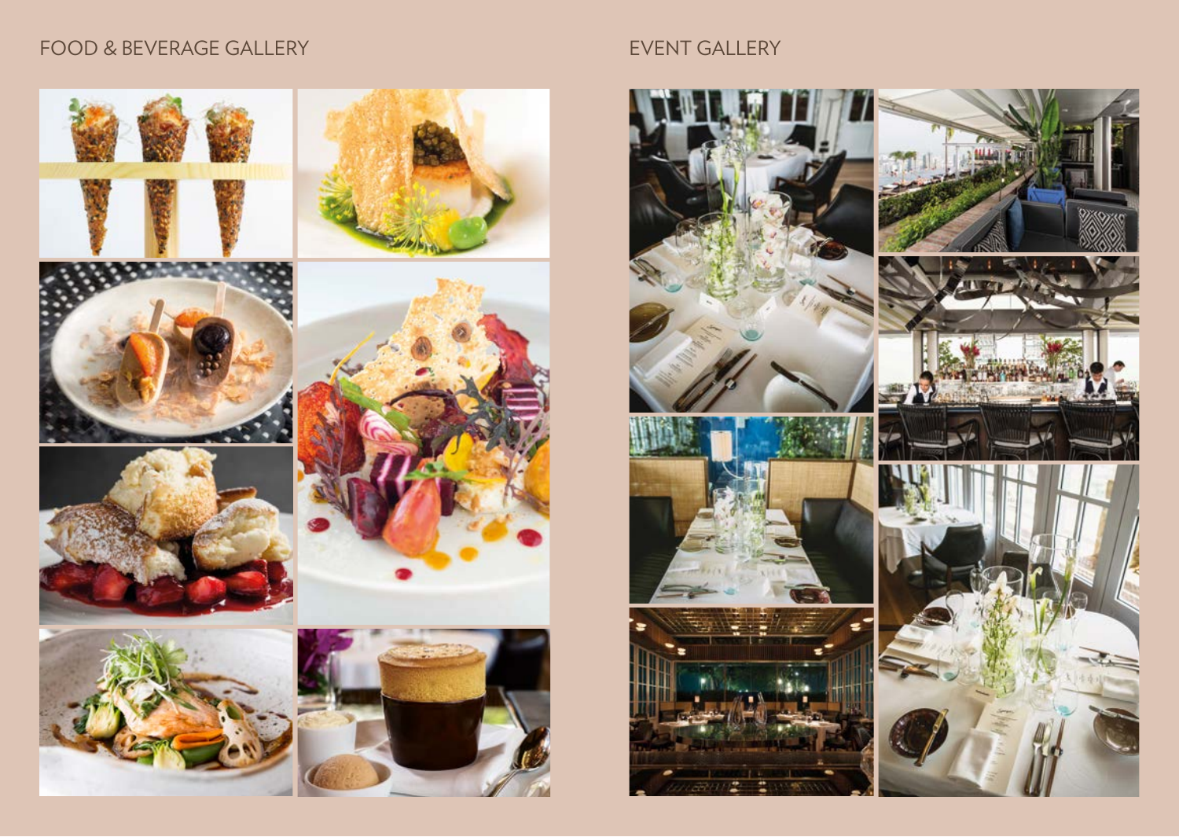## FOOD & BEVERAGE GALLERY

## EVENT GALLERY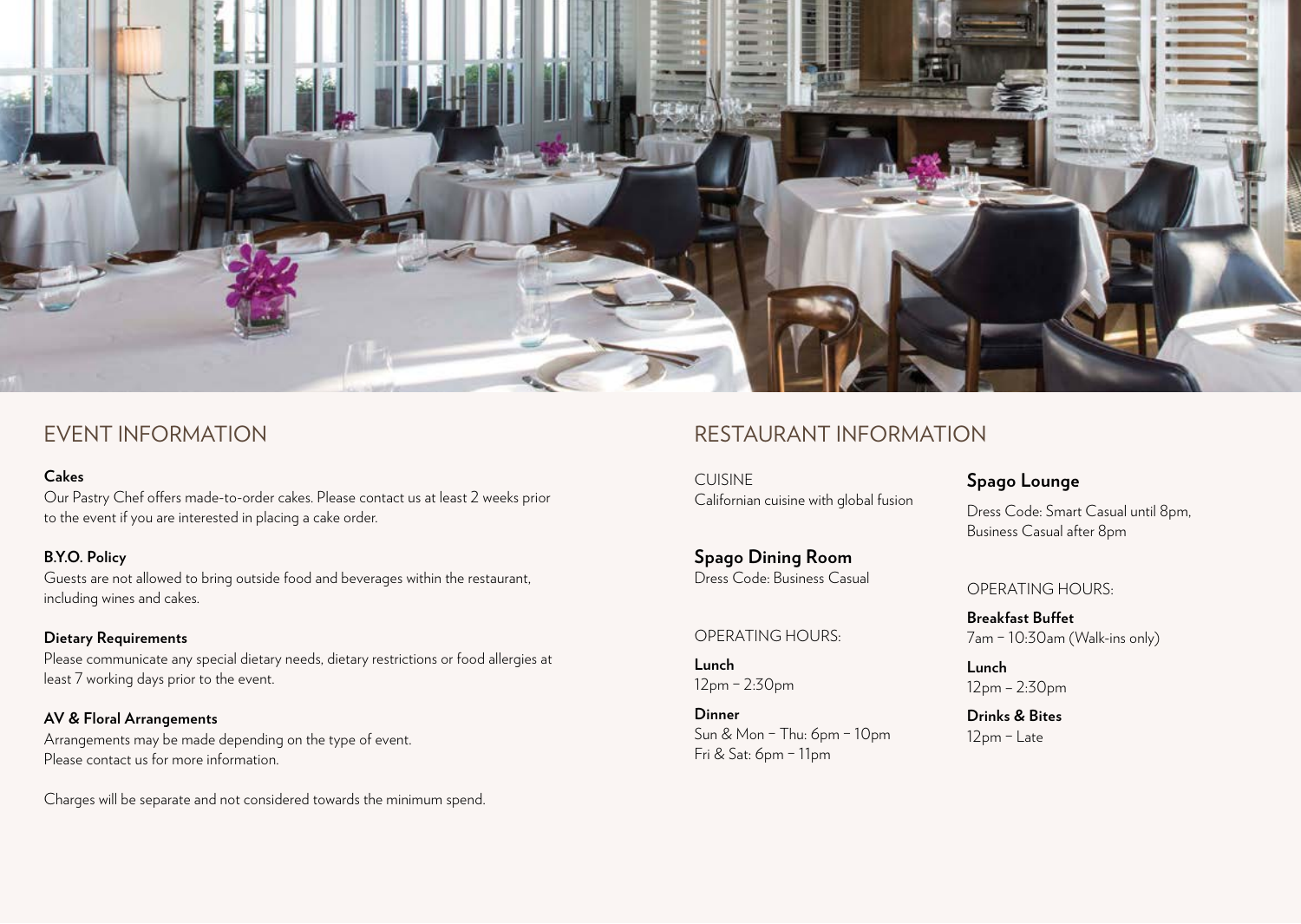## EVENT INFORMATION

**Cakes**

Our Pastry Chef offers made-to-order cakes. Please contact us at least 2 weeks prior to the event if you are interested in placing a cake order.

**B.Y.O. Policy**

Guests are not allowed to bring outside food and beverages within the restaurant, including wines and cakes.

**Dietary Requirements**

Please communicate any special dietary needs, dietary restrictions or food allergies at least 7 working days prior to the event.

**AV & Floral Arrangements**

Arrangements may be made depending on the type of event. Please contact us for more information.

Charges will be separate and not considered towards the minimum spend.

## RESTAURANT INFORMATION

CUISINE

Californian cuisine with global fusion

### Spago Dining Room

Dress Code: Business Casual

OPERATING HOURS:

**Lunch**
12pm – 2:30pm

**Dinner**
Sun & Mon – Thu: 6pm – 10pm
Fri & Sat: 6pm – 11pm

### Spago Lounge

Dress Code: Smart Casual until 8pm, Business Casual after 8pm

OPERATING HOURS:

**Breakfast Buffet**
7am – 10:30am (Walk-ins only)

**Lunch**
12pm – 2:30pm

**Drinks & Bites**
12pm – Late